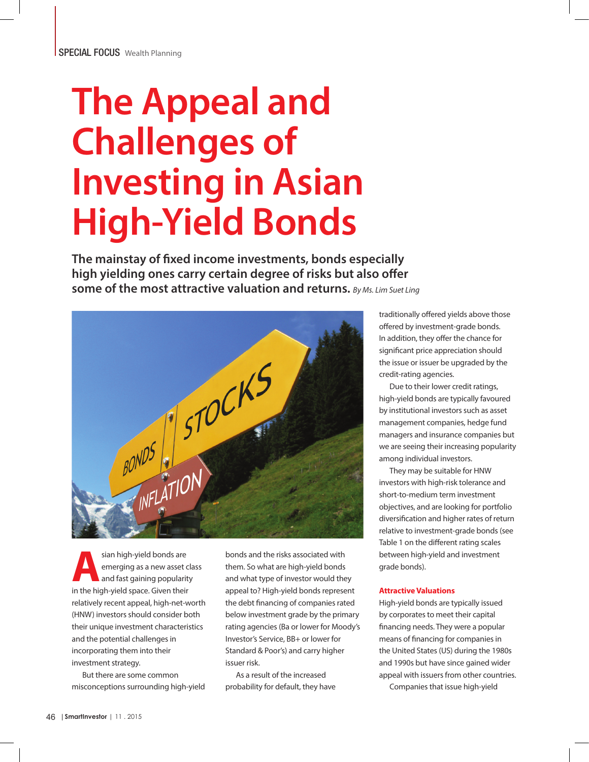SPECIAL FOCUS Wealth Planning

# The Appeal and Challenges of Investing in Asian High-Yield Bonds

**The mainstay of fixed income investments, bonds especially high yielding ones carry certain degree of risks but also offer some of the most attractive valuation and returns.** *By Ms. Lim Suet Ling*

Asian high-yield bonds are emerging as a new asset class and fast gaining popularity in the high-yield space. Given their relatively recent appeal, high-net-worth (HNW) investors should consider both their unique investment characteristics and the potential challenges in incorporating them into their investment strategy.

But there are some common misconceptions surrounding high-yield bonds and the risks associated with them. So what are high-yield bonds and what type of investor would they appeal to? High-yield bonds represent the debt financing of companies rated below investment grade by the primary rating agencies (Ba or lower for Moody's Investor's Service, BB+ or lower for Standard & Poor's) and carry higher issuer risk.

As a result of the increased probability for default, they have traditionally offered yields above those offered by investment-grade bonds. In addition, they offer the chance for significant price appreciation should the issue or issuer be upgraded by the credit-rating agencies.

Due to their lower credit ratings, high-yield bonds are typically favoured by institutional investors such as asset management companies, hedge fund managers and insurance companies but we are seeing their increasing popularity among individual investors.

They may be suitable for HNW investors with high-risk tolerance and short-to-medium term investment objectives, and are looking for portfolio diversification and higher rates of return relative to investment-grade bonds (see Table 1 on the different rating scales between high-yield and investment grade bonds).

### Attractive Valuations

High-yield bonds are typically issued by corporates to meet their capital financing needs. They were a popular means of financing for companies in the United States (US) during the 1980s and 1990s but have since gained wider appeal with issuers from other countries.

Companies that issue high-yield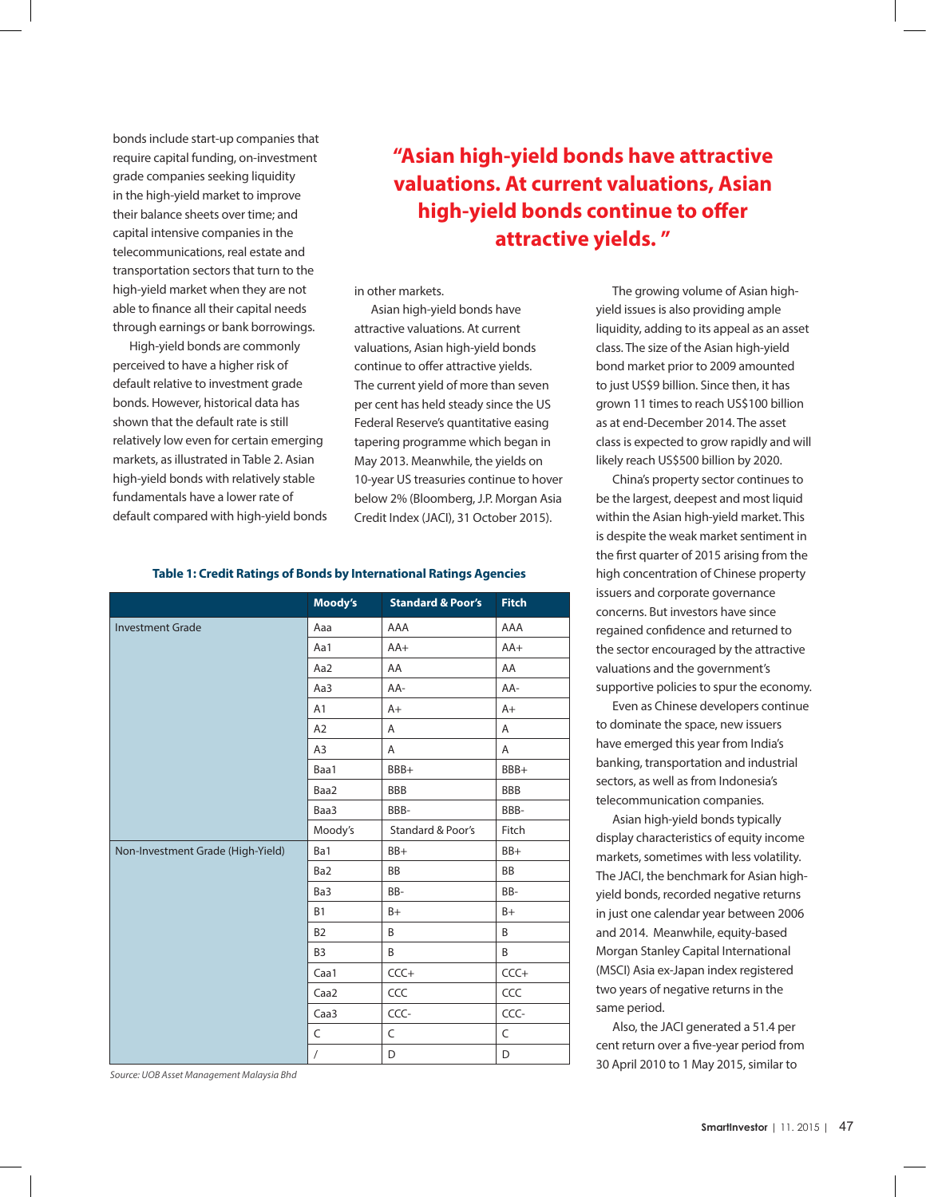bonds include start-up companies that require capital funding, on-investment grade companies seeking liquidity in the high-yield market to improve their balance sheets over time; and capital intensive companies in the telecommunications, real estate and transportation sectors that turn to the high-yield market when they are not able to finance all their capital needs through earnings or bank borrowings.

High-yield bonds are commonly perceived to have a higher risk of default relative to investment grade bonds. However, historical data has shown that the default rate is still relatively low even for certain emerging markets, as illustrated in Table 2. Asian high-yield bonds with relatively stable fundamentals have a lower rate of default compared with high-yield bonds in other markets.

> **"Asian high-yield bonds have attractive valuations. At current valuations, Asian high-yield bonds continue to offer attractive yields. "**

Asian high-yield bonds have attractive valuations. At current valuations, Asian high-yield bonds continue to offer attractive yields. The current yield of more than seven per cent has held steady since the US Federal Reserve's quantitative easing tapering programme which began in May 2013. Meanwhile, the yields on 10-year US treasuries continue to hover below 2% (Bloomberg, J.P. Morgan Asia Credit Index (JACI), 31 October 2015).

**Table 1: Credit Ratings of Bonds by International Ratings Agencies**

| | Moody's | Standard & Poor's | Fitch |
|---|---|---|---|
| Investment Grade | Aaa | AAA | AAA |
| | Aa1 | AA+ | AA+ |
| | Aa2 | AA | AA |
| | Aa3 | AA- | AA- |
| | A1 | A+ | A+ |
| | A2 | A | A |
| | A3 | A | A |
| | Baa1 | BBB+ | BBB+ |
| | Baa2 | BBB | BBB |
| | Baa3 | BBB- | BBB- |
| | Moody's | Standard & Poor's | Fitch |
| Non-Investment Grade (High-Yield) | Ba1 | BB+ | BB+ |
| | Ba2 | BB | BB |
| | Ba3 | BB- | BB- |
| | B1 | B+ | B+ |
| | B2 | B | B |
| | B3 | B | B |
| | Caa1 | CCC+ | CCC+ |
| | Caa2 | CCC | CCC |
| | Caa3 | CCC- | CCC- |
| | C | C | C |
| | / | D | D |

*Source: UOB Asset Management Malaysia Bhd*

The growing volume of Asian high-yield issues is also providing ample liquidity, adding to its appeal as an asset class. The size of the Asian high-yield bond market prior to 2009 amounted to just US$9 billion. Since then, it has grown 11 times to reach US$100 billion as at end-December 2014. The asset class is expected to grow rapidly and will likely reach US$500 billion by 2020.

China's property sector continues to be the largest, deepest and most liquid within the Asian high-yield market. This is despite the weak market sentiment in the first quarter of 2015 arising from the high concentration of Chinese property issuers and corporate governance concerns. But investors have since regained confidence and returned to the sector encouraged by the attractive valuations and the government's supportive policies to spur the economy.

Even as Chinese developers continue to dominate the space, new issuers have emerged this year from India's banking, transportation and industrial sectors, as well as from Indonesia's telecommunication companies.

Asian high-yield bonds typically display characteristics of equity income markets, sometimes with less volatility. The JACI, the benchmark for Asian high-yield bonds, recorded negative returns in just one calendar year between 2006 and 2014. Meanwhile, equity-based Morgan Stanley Capital International (MSCI) Asia ex-Japan index registered two years of negative returns in the same period.

Also, the JACI generated a 51.4 per cent return over a five-year period from 30 April 2010 to 1 May 2015, similar to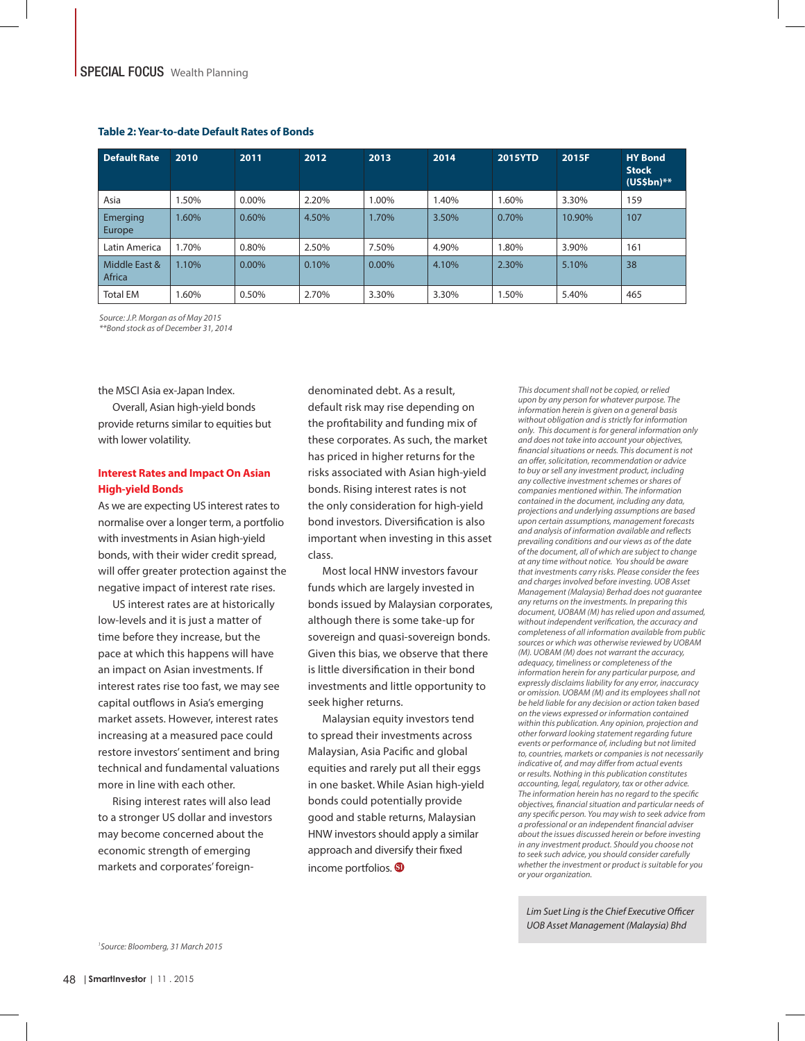**Table 2: Year-to-date Default Rates of Bonds**

| Default Rate | 2010 | 2011 | 2012 | 2013 | 2014 | 2015YTD | 2015F | HY Bond Stock (US$bn)** |
|---|---|---|---|---|---|---|---|---|
| Asia | 1.50% | 0.00% | 2.20% | 1.00% | 1.40% | 1.60% | 3.30% | 159 |
| Emerging Europe | 1.60% | 0.60% | 4.50% | 1.70% | 3.50% | 0.70% | 10.90% | 107 |
| Latin America | 1.70% | 0.80% | 2.50% | 7.50% | 4.90% | 1.80% | 3.90% | 161 |
| Middle East & Africa | 1.10% | 0.00% | 0.10% | 0.00% | 4.10% | 2.30% | 5.10% | 38 |
| Total EM | 1.60% | 0.50% | 2.70% | 3.30% | 3.30% | 1.50% | 5.40% | 465 |

*Source: J.P. Morgan as of May 2015*
*\*\*Bond stock as of December 31, 2014*

the MSCI Asia ex-Japan Index.

Overall, Asian high-yield bonds provide returns similar to equities but with lower volatility.

## Interest Rates and Impact On Asian High-yield Bonds

As we are expecting US interest rates to normalise over a longer term, a portfolio with investments in Asian high-yield bonds, with their wider credit spread, will offer greater protection against the negative impact of interest rate rises.

US interest rates are at historically low-levels and it is just a matter of time before they increase, but the pace at which this happens will have an impact on Asian investments. If interest rates rise too fast, we may see capital outflows in Asia's emerging market assets. However, interest rates increasing at a measured pace could restore investors' sentiment and bring technical and fundamental valuations more in line with each other.

Rising interest rates will also lead to a stronger US dollar and investors may become concerned about the economic strength of emerging markets and corporates' foreign-denominated debt. As a result, default risk may rise depending on the profitability and funding mix of these corporates. As such, the market has priced in higher returns for the risks associated with Asian high-yield bonds. Rising interest rates is not the only consideration for high-yield bond investors. Diversification is also important when investing in this asset class.

Most local HNW investors favour funds which are largely invested in bonds issued by Malaysian corporates, although there is some take-up for sovereign and quasi-sovereign bonds. Given this bias, we observe that there is little diversification in their bond investments and little opportunity to seek higher returns.

Malaysian equity investors tend to spread their investments across Malaysian, Asia Pacific and global equities and rarely put all their eggs in one basket. While Asian high-yield bonds could potentially provide good and stable returns, Malaysian HNW investors should apply a similar approach and diversify their fixed income portfolios.

*This document shall not be copied, or relied upon by any person for whatever purpose. The information herein is given on a general basis without obligation and is strictly for information only. This document is for general information only and does not take into account your objectives, financial situations or needs. This document is not an offer, solicitation, recommendation or advice to buy or sell any investment product, including any collective investment schemes or shares of companies mentioned within. The information contained in the document, including any data, projections and underlying assumptions are based upon certain assumptions, management forecasts and analysis of information available and reflects prevailing conditions and our views as of the date of the document, all of which are subject to change at any time without notice. You should be aware that investments carry risks. Please consider the fees and charges involved before investing. UOB Asset Management (Malaysia) Berhad does not guarantee any returns on the investments. In preparing this document, UOBAM (M) has relied upon and assumed, without independent verification, the accuracy and completeness of all information available from public sources or which was otherwise reviewed by UOBAM (M). UOBAM (M) does not warrant the accuracy, adequacy, timeliness or completeness of the information herein for any particular purpose, and expressly disclaims liability for any error, inaccuracy or omission. UOBAM (M) and its employees shall not be held liable for any decision or action taken based on the views expressed or information contained within this publication. Any opinion, projection and other forward looking statement regarding future events or performance of, including but not limited to, countries, markets or companies is not necessarily indicative of, and may differ from actual events or results. Nothing in this publication constitutes accounting, legal, regulatory, tax or other advice. The information herein has no regard to the specific objectives, financial situation and particular needs of any specific person. You may wish to seek advice from a professional or an independent financial adviser about the issues discussed herein or before investing in any investment product. Should you choose not to seek such advice, you should consider carefully whether the investment or product is suitable for you or your organization.*

*Lim Suet Ling is the Chief Executive Officer UOB Asset Management (Malaysia) Bhd*

[1]*Source: Bloomberg, 31 March 2015*